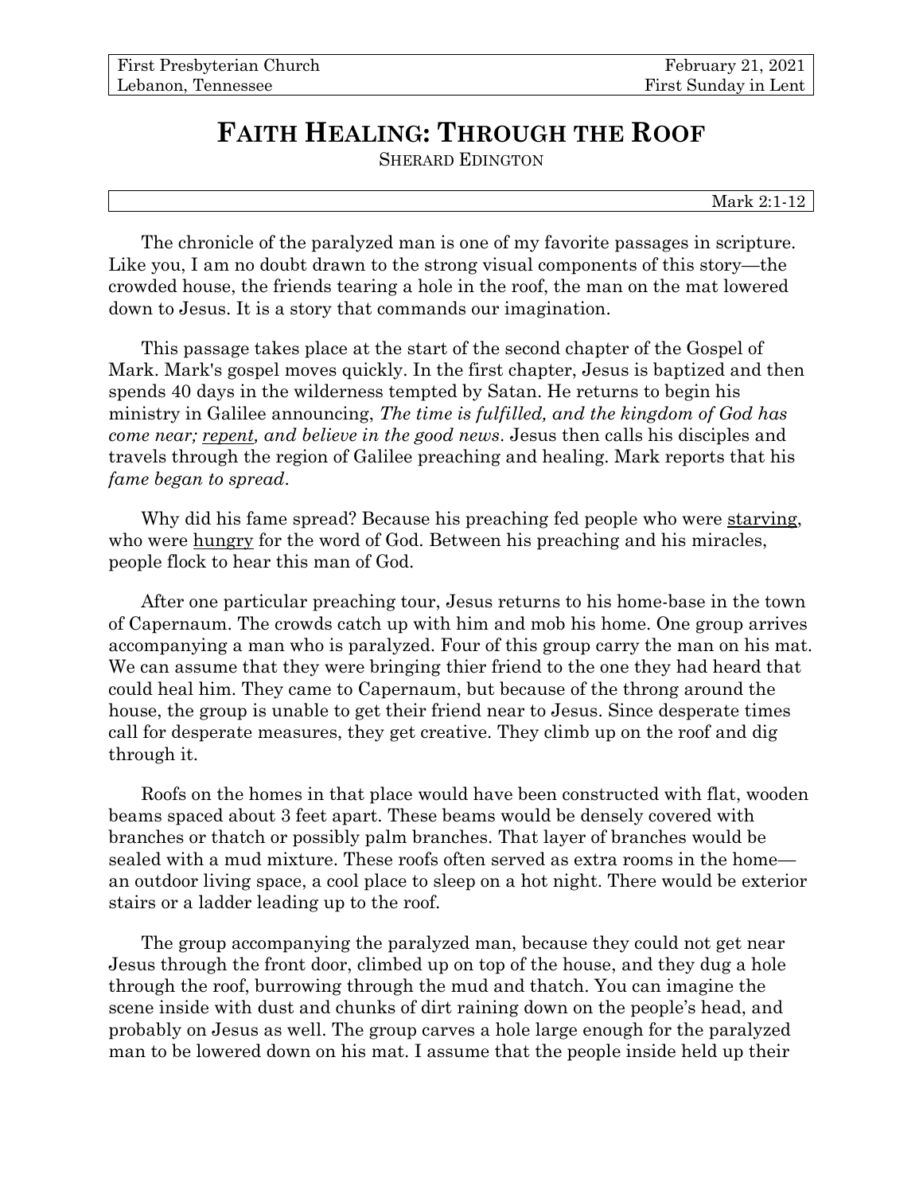| First Presbyterian Church | February 21, 2021 |
|---|---|
| Lebanon, Tennessee | First Sunday in Lent |

# FAITH HEALING: THROUGH THE ROOF

SHERARD EDINGTON

Mark 2:1-12

The chronicle of the paralyzed man is one of my favorite passages in scripture. Like you, I am no doubt drawn to the strong visual components of this story—the crowded house, the friends tearing a hole in the roof, the man on the mat lowered down to Jesus. It is a story that commands our imagination.

This passage takes place at the start of the second chapter of the Gospel of Mark. Mark's gospel moves quickly. In the first chapter, Jesus is baptized and then spends 40 days in the wilderness tempted by Satan. He returns to begin his ministry in Galilee announcing, *The time is fulfilled, and the kingdom of God has come near; <u>repent</u>, and believe in the good news*. Jesus then calls his disciples and travels through the region of Galilee preaching and healing. Mark reports that his *fame began to spread*.

Why did his fame spread? Because his preaching fed people who were <u>starving</u>, who were <u>hungry</u> for the word of God. Between his preaching and his miracles, people flock to hear this man of God.

After one particular preaching tour, Jesus returns to his home-base in the town of Capernaum. The crowds catch up with him and mob his home. One group arrives accompanying a man who is paralyzed. Four of this group carry the man on his mat. We can assume that they were bringing thier friend to the one they had heard that could heal him. They came to Capernaum, but because of the throng around the house, the group is unable to get their friend near to Jesus. Since desperate times call for desperate measures, they get creative. They climb up on the roof and dig through it.

Roofs on the homes in that place would have been constructed with flat, wooden beams spaced about 3 feet apart. These beams would be densely covered with branches or thatch or possibly palm branches. That layer of branches would be sealed with a mud mixture. These roofs often served as extra rooms in the home—an outdoor living space, a cool place to sleep on a hot night. There would be exterior stairs or a ladder leading up to the roof.

The group accompanying the paralyzed man, because they could not get near Jesus through the front door, climbed up on top of the house, and they dug a hole through the roof, burrowing through the mud and thatch. You can imagine the scene inside with dust and chunks of dirt raining down on the people's head, and probably on Jesus as well. The group carves a hole large enough for the paralyzed man to be lowered down on his mat. I assume that the people inside held up their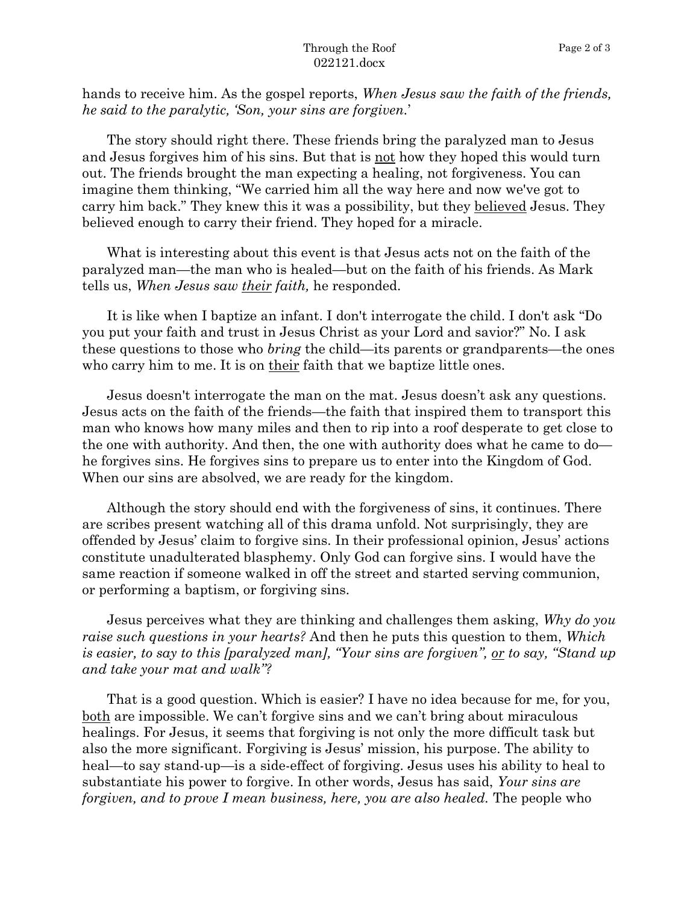hands to receive him. As the gospel reports, *When Jesus saw the faith of the friends, he said to the paralytic, 'Son, your sins are forgiven.'*

The story should right there. These friends bring the paralyzed man to Jesus and Jesus forgives him of his sins. But that is <u>not</u> how they hoped this would turn out. The friends brought the man expecting a healing, not forgiveness. You can imagine them thinking, "We carried him all the way here and now we've got to carry him back." They knew this it was a possibility, but they <u>believed</u> Jesus. They believed enough to carry their friend. They hoped for a miracle.

What is interesting about this event is that Jesus acts not on the faith of the paralyzed man—the man who is healed—but on the faith of his friends. As Mark tells us, *When Jesus saw <u>their</u> faith,* he responded.

It is like when I baptize an infant. I don't interrogate the child. I don't ask "Do you put your faith and trust in Jesus Christ as your Lord and savior?" No. I ask these questions to those who *bring* the child—its parents or grandparents—the ones who carry him to me. It is on <u>their</u> faith that we baptize little ones.

Jesus doesn't interrogate the man on the mat. Jesus doesn't ask any questions. Jesus acts on the faith of the friends—the faith that inspired them to transport this man who knows how many miles and then to rip into a roof desperate to get close to the one with authority. And then, the one with authority does what he came to do—he forgives sins. He forgives sins to prepare us to enter into the Kingdom of God. When our sins are absolved, we are ready for the kingdom.

Although the story should end with the forgiveness of sins, it continues. There are scribes present watching all of this drama unfold. Not surprisingly, they are offended by Jesus' claim to forgive sins. In their professional opinion, Jesus' actions constitute unadulterated blasphemy. Only God can forgive sins. I would have the same reaction if someone walked in off the street and started serving communion, or performing a baptism, or forgiving sins.

Jesus perceives what they are thinking and challenges them asking, *Why do you raise such questions in your hearts?* And then he puts this question to them, *Which is easier, to say to this [paralyzed man], "Your sins are forgiven", <u>or</u> to say, "Stand up and take your mat and walk"?*

That is a good question. Which is easier? I have no idea because for me, for you, <u>both</u> are impossible. We can't forgive sins and we can't bring about miraculous healings. For Jesus, it seems that forgiving is not only the more difficult task but also the more significant. Forgiving is Jesus' mission, his purpose. The ability to heal—to say stand-up—is a side-effect of forgiving. Jesus uses his ability to heal to substantiate his power to forgive. In other words, Jesus has said, *Your sins are forgiven, and to prove I mean business, here, you are also healed.* The people who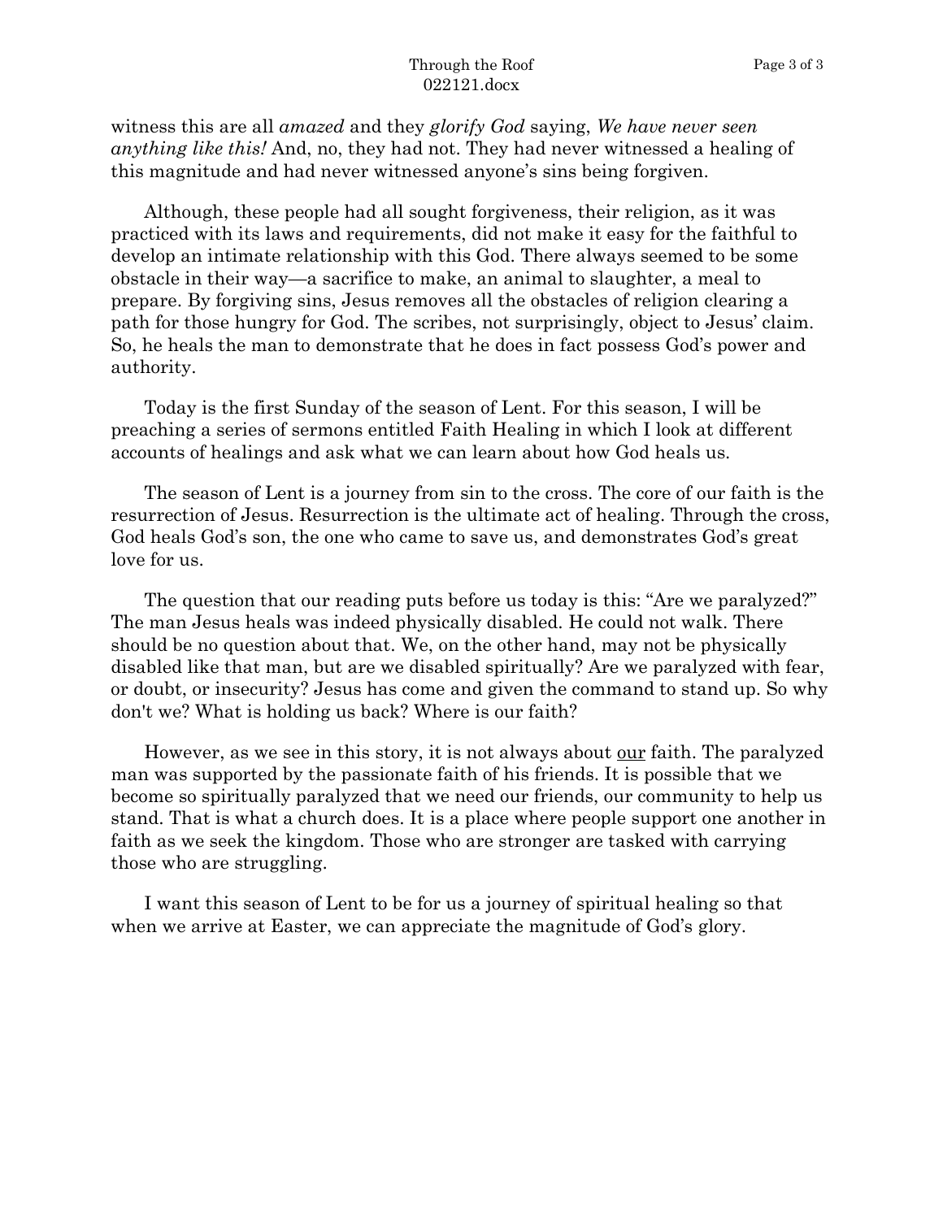witness this are all *amazed* and they *glorify God* saying, *We have never seen anything like this!* And, no, they had not. They had never witnessed a healing of this magnitude and had never witnessed anyone's sins being forgiven.

Although, these people had all sought forgiveness, their religion, as it was practiced with its laws and requirements, did not make it easy for the faithful to develop an intimate relationship with this God. There always seemed to be some obstacle in their way—a sacrifice to make, an animal to slaughter, a meal to prepare. By forgiving sins, Jesus removes all the obstacles of religion clearing a path for those hungry for God. The scribes, not surprisingly, object to Jesus' claim. So, he heals the man to demonstrate that he does in fact possess God's power and authority.

Today is the first Sunday of the season of Lent. For this season, I will be preaching a series of sermons entitled Faith Healing in which I look at different accounts of healings and ask what we can learn about how God heals us.

The season of Lent is a journey from sin to the cross. The core of our faith is the resurrection of Jesus. Resurrection is the ultimate act of healing. Through the cross, God heals God's son, the one who came to save us, and demonstrates God's great love for us.

The question that our reading puts before us today is this: "Are we paralyzed?" The man Jesus heals was indeed physically disabled. He could not walk. There should be no question about that. We, on the other hand, may not be physically disabled like that man, but are we disabled spiritually? Are we paralyzed with fear, or doubt, or insecurity? Jesus has come and given the command to stand up. So why don't we? What is holding us back? Where is our faith?

However, as we see in this story, it is not always about <u>our</u> faith. The paralyzed man was supported by the passionate faith of his friends. It is possible that we become so spiritually paralyzed that we need our friends, our community to help us stand. That is what a church does. It is a place where people support one another in faith as we seek the kingdom. Those who are stronger are tasked with carrying those who are struggling.

I want this season of Lent to be for us a journey of spiritual healing so that when we arrive at Easter, we can appreciate the magnitude of God's glory.